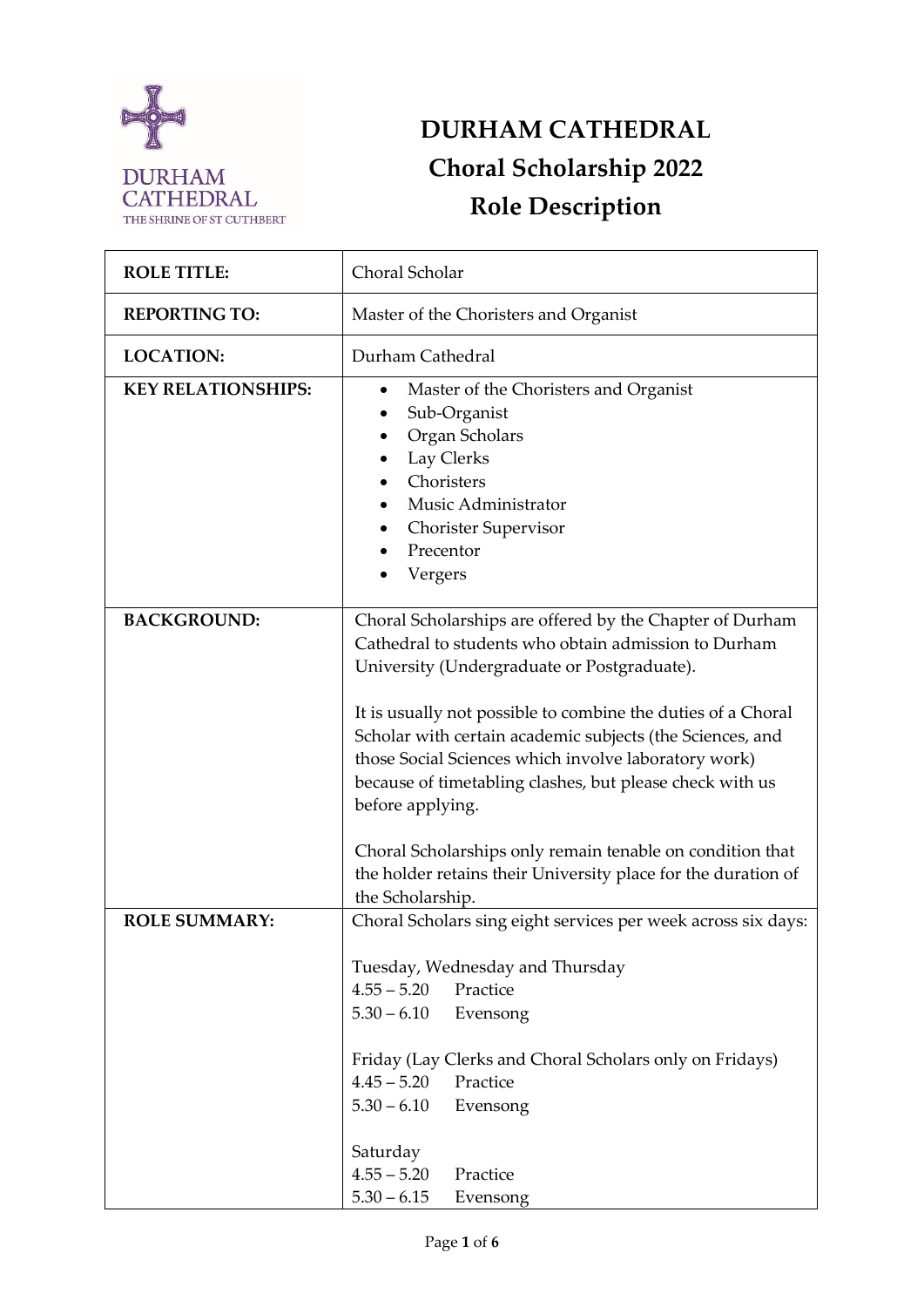DURHAM CATHEDRAL
THE SHRINE OF ST CUTHBERT

# DURHAM CATHEDRAL
## Choral Scholarship 2022
## Role Description

| | |
|---|---|
| **ROLE TITLE:** | Choral Scholar |
| **REPORTING TO:** | Master of the Choristers and Organist |
| **LOCATION:** | Durham Cathedral |
| **KEY RELATIONSHIPS:** | • Master of the Choristers and Organist<br>• Sub-Organist<br>• Organ Scholars<br>• Lay Clerks<br>• Choristers<br>• Music Administrator<br>• Chorister Supervisor<br>• Precentor<br>• Vergers |
| **BACKGROUND:** | Choral Scholarships are offered by the Chapter of Durham Cathedral to students who obtain admission to Durham University (Undergraduate or Postgraduate).<br><br>It is usually not possible to combine the duties of a Choral Scholar with certain academic subjects (the Sciences, and those Social Sciences which involve laboratory work) because of timetabling clashes, but please check with us before applying.<br><br>Choral Scholarships only remain tenable on condition that the holder retains their University place for the duration of the Scholarship. |
| **ROLE SUMMARY:** | Choral Scholars sing eight services per week across six days:<br><br>Tuesday, Wednesday and Thursday<br>4.55 – 5.20 Practice<br>5.30 – 6.10 Evensong<br><br>Friday (Lay Clerks and Choral Scholars only on Fridays)<br>4.45 – 5.20 Practice<br>5.30 – 6.10 Evensong<br><br>Saturday<br>4.55 – 5.20 Practice<br>5.30 – 6.15 Evensong |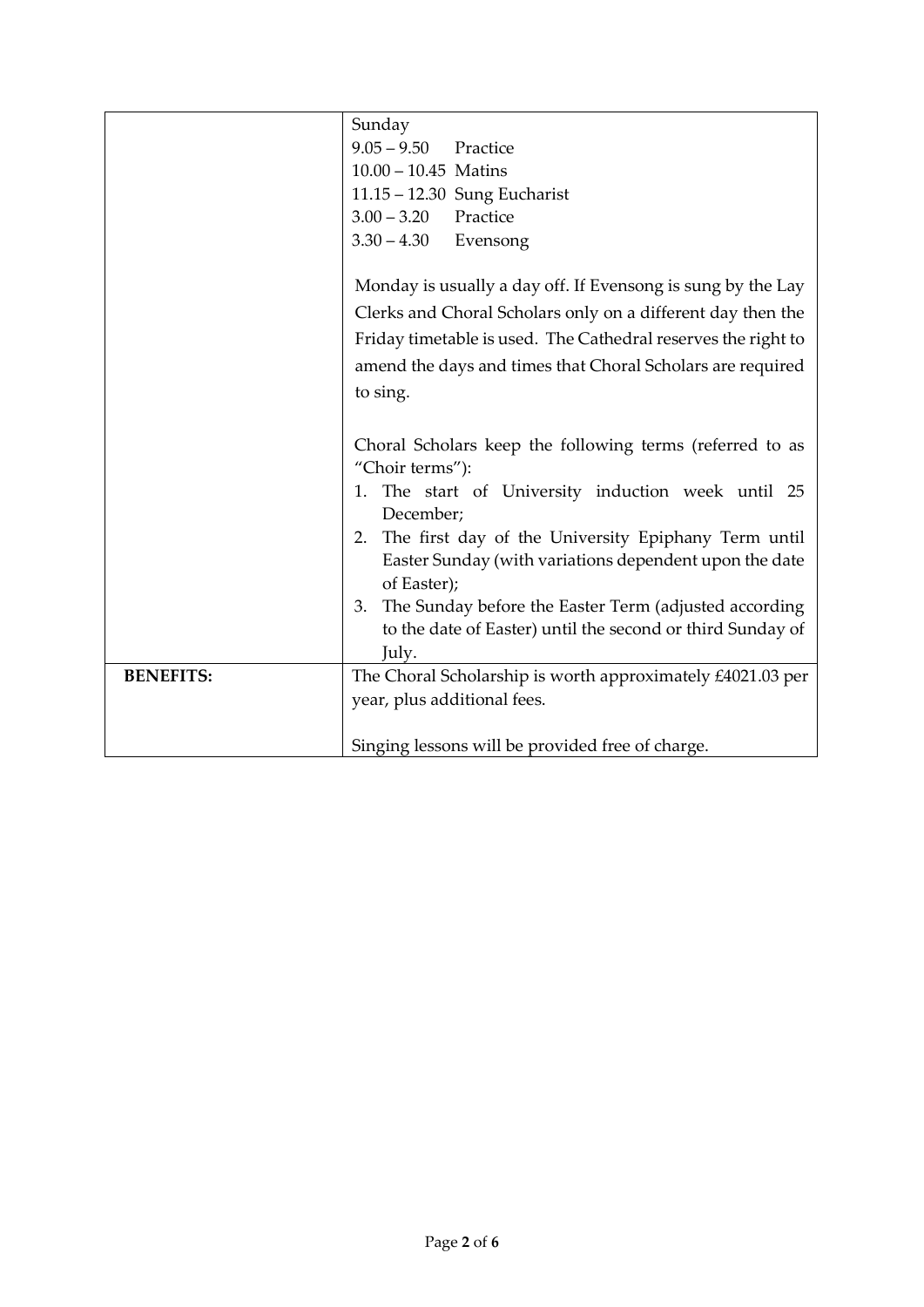| | |
|---|---|
| | Sunday<br>9.05 – 9.50 Practice<br>10.00 – 10.45 Matins<br>11.15 – 12.30 Sung Eucharist<br>3.00 – 3.20 Practice<br>3.30 – 4.30 Evensong<br><br>Monday is usually a day off. If Evensong is sung by the Lay Clerks and Choral Scholars only on a different day then the Friday timetable is used. The Cathedral reserves the right to amend the days and times that Choral Scholars are required to sing.<br><br>Choral Scholars keep the following terms (referred to as "Choir terms"):<br>1. The start of University induction week until 25 December;<br>2. The first day of the University Epiphany Term until Easter Sunday (with variations dependent upon the date of Easter);<br>3. The Sunday before the Easter Term (adjusted according to the date of Easter) until the second or third Sunday of July. |
| **BENEFITS:** | The Choral Scholarship is worth approximately £4021.03 per year, plus additional fees.<br><br>Singing lessons will be provided free of charge. |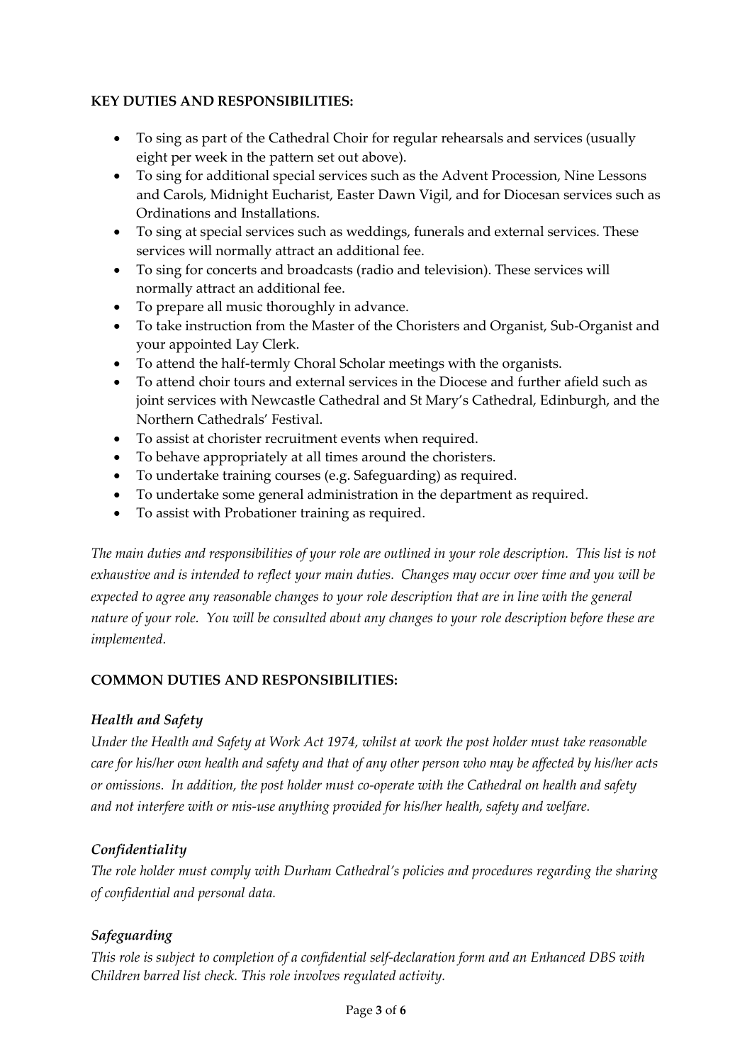**KEY DUTIES AND RESPONSIBILITIES:**

- To sing as part of the Cathedral Choir for regular rehearsals and services (usually eight per week in the pattern set out above).
- To sing for additional special services such as the Advent Procession, Nine Lessons and Carols, Midnight Eucharist, Easter Dawn Vigil, and for Diocesan services such as Ordinations and Installations.
- To sing at special services such as weddings, funerals and external services. These services will normally attract an additional fee.
- To sing for concerts and broadcasts (radio and television). These services will normally attract an additional fee.
- To prepare all music thoroughly in advance.
- To take instruction from the Master of the Choristers and Organist, Sub-Organist and your appointed Lay Clerk.
- To attend the half-termly Choral Scholar meetings with the organists.
- To attend choir tours and external services in the Diocese and further afield such as joint services with Newcastle Cathedral and St Mary's Cathedral, Edinburgh, and the Northern Cathedrals' Festival.
- To assist at chorister recruitment events when required.
- To behave appropriately at all times around the choristers.
- To undertake training courses (e.g. Safeguarding) as required.
- To undertake some general administration in the department as required.
- To assist with Probationer training as required.

*The main duties and responsibilities of your role are outlined in your role description. This list is not exhaustive and is intended to reflect your main duties. Changes may occur over time and you will be expected to agree any reasonable changes to your role description that are in line with the general nature of your role. You will be consulted about any changes to your role description before these are implemented.*

**COMMON DUTIES AND RESPONSIBILITIES:**

***Health and Safety***

*Under the Health and Safety at Work Act 1974, whilst at work the post holder must take reasonable care for his/her own health and safety and that of any other person who may be affected by his/her acts or omissions. In addition, the post holder must co-operate with the Cathedral on health and safety and not interfere with or mis-use anything provided for his/her health, safety and welfare.*

***Confidentiality***

*The role holder must comply with Durham Cathedral's policies and procedures regarding the sharing of confidential and personal data.*

***Safeguarding***

*This role is subject to completion of a confidential self-declaration form and an Enhanced DBS with Children barred list check. This role involves regulated activity.*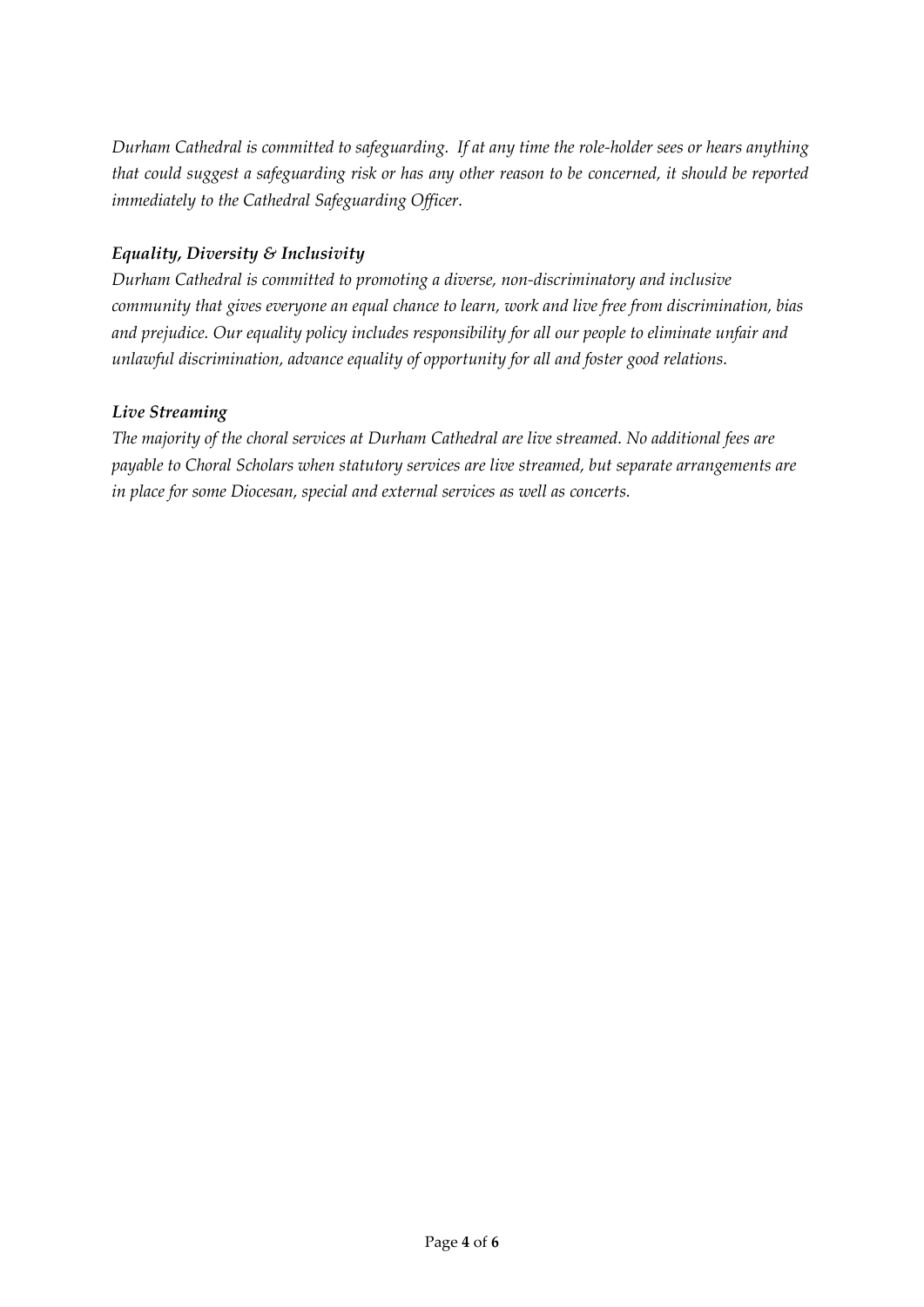*Durham Cathedral is committed to safeguarding. If at any time the role-holder sees or hears anything that could suggest a safeguarding risk or has any other reason to be concerned, it should be reported immediately to the Cathedral Safeguarding Officer.*

***Equality, Diversity & Inclusivity***

*Durham Cathedral is committed to promoting a diverse, non-discriminatory and inclusive community that gives everyone an equal chance to learn, work and live free from discrimination, bias and prejudice. Our equality policy includes responsibility for all our people to eliminate unfair and unlawful discrimination, advance equality of opportunity for all and foster good relations.*

***Live Streaming***

*The majority of the choral services at Durham Cathedral are live streamed. No additional fees are payable to Choral Scholars when statutory services are live streamed, but separate arrangements are in place for some Diocesan, special and external services as well as concerts.*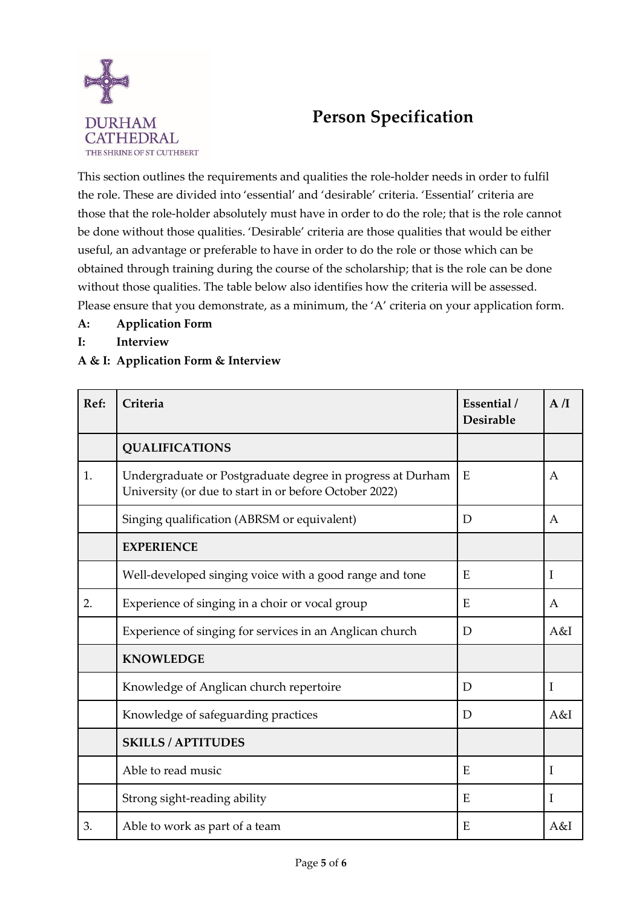DURHAM CATHEDRAL
THE SHRINE OF ST CUTHBERT

# Person Specification

This section outlines the requirements and qualities the role-holder needs in order to fulfil the role. These are divided into 'essential' and 'desirable' criteria. 'Essential' criteria are those that the role-holder absolutely must have in order to do the role; that is the role cannot be done without those qualities. 'Desirable' criteria are those qualities that would be either useful, an advantage or preferable to have in order to do the role or those which can be obtained through training during the course of the scholarship; that is the role can be done without those qualities. The table below also identifies how the criteria will be assessed. Please ensure that you demonstrate, as a minimum, the 'A' criteria on your application form.

**A:** **Application Form**
**I:** **Interview**
**A & I:** **Application Form & Interview**

| Ref: | Criteria | Essential / Desirable | A /I |
|---|---|---|---|
| | **QUALIFICATIONS** | | |
| 1. | Undergraduate or Postgraduate degree in progress at Durham University (or due to start in or before October 2022) | E | A |
| | Singing qualification (ABRSM or equivalent) | D | A |
| | **EXPERIENCE** | | |
| | Well-developed singing voice with a good range and tone | E | I |
| 2. | Experience of singing in a choir or vocal group | E | A |
| | Experience of singing for services in an Anglican church | D | A&I |
| | **KNOWLEDGE** | | |
| | Knowledge of Anglican church repertoire | D | I |
| | Knowledge of safeguarding practices | D | A&I |
| | **SKILLS / APTITUDES** | | |
| | Able to read music | E | I |
| | Strong sight-reading ability | E | I |
| 3. | Able to work as part of a team | E | A&I |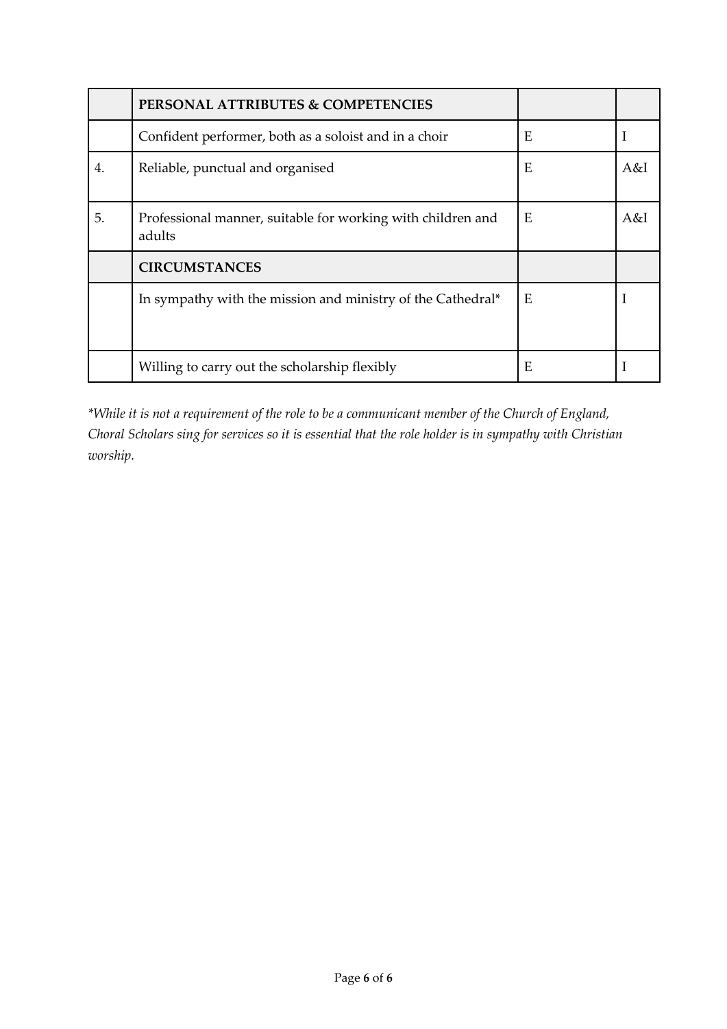| | | | |
|---|---|---|---|
| | **PERSONAL ATTRIBUTES & COMPETENCIES** | | |
| | Confident performer, both as a soloist and in a choir | E | I |
| 4. | Reliable, punctual and organised | E | A&I |
| 5. | Professional manner, suitable for working with children and adults | E | A&I |
| | **CIRCUMSTANCES** | | |
| | In sympathy with the mission and ministry of the Cathedral* | E | I |
| | Willing to carry out the scholarship flexibly | E | I |

*\*While it is not a requirement of the role to be a communicant member of the Church of England, Choral Scholars sing for services so it is essential that the role holder is in sympathy with Christian worship.*